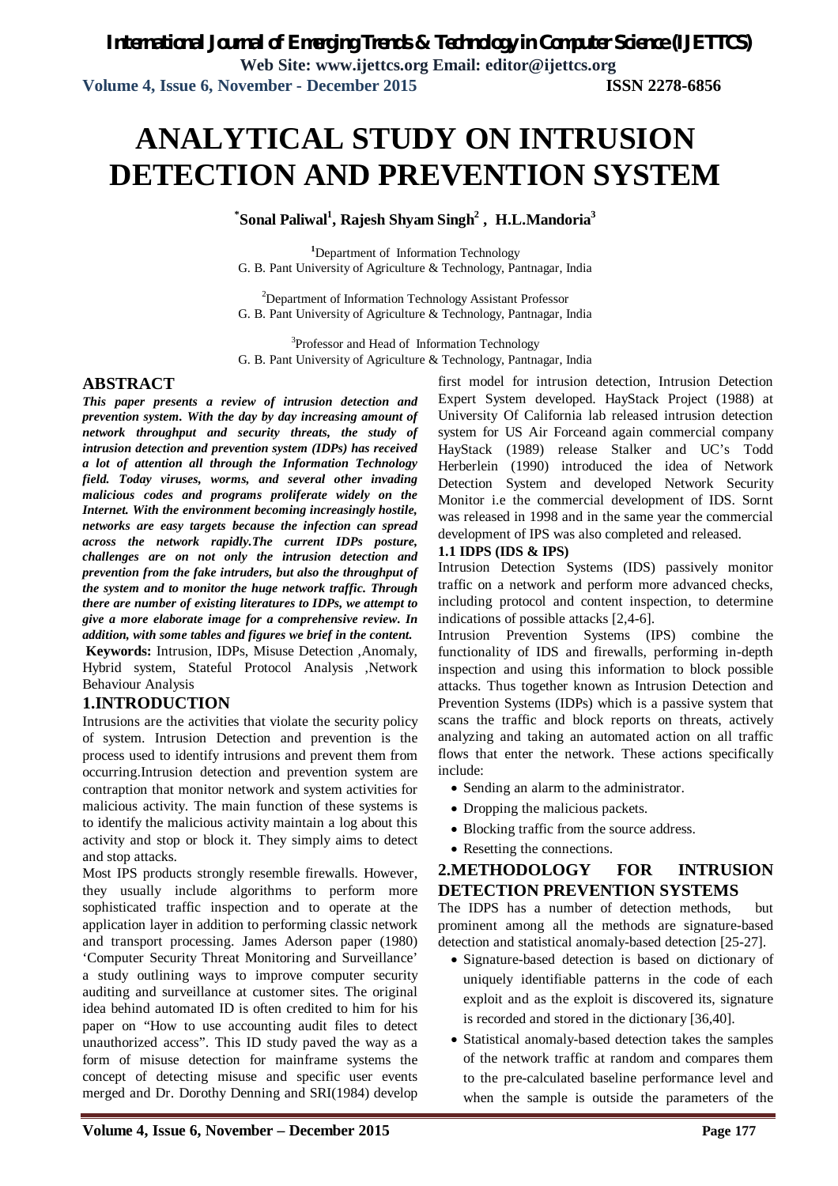# ANALYTICAL STUDY ON INTRUSION DETECTION AND PREVENTION SYSTEM

**\*Sonal Paliwal[1], Rajesh Shyam Singh[2] , H.L.Mandoria[3]**

[1]Department of Information Technology
G. B. Pant University of Agriculture & Technology, Pantnagar, India

[2]Department of Information Technology Assistant Professor
G. B. Pant University of Agriculture & Technology, Pantnagar, India

[3]Professor and Head of Information Technology
G. B. Pant University of Agriculture & Technology, Pantnagar, India

## ABSTRACT

***This paper presents a review of intrusion detection and prevention system. With the day by day increasing amount of network throughput and security threats, the study of intrusion detection and prevention system (IDPs) has received a lot of attention all through the Information Technology field. Today viruses, worms, and several other invading malicious codes and programs proliferate widely on the Internet. With the environment becoming increasingly hostile, networks are easy targets because the infection can spread across the network rapidly.The current IDPs posture, challenges are on not only the intrusion detection and prevention from the fake intruders, but also the throughput of the system and to monitor the huge network traffic. Through there are number of existing literatures to IDPs, we attempt to give a more elaborate image for a comprehensive review. In addition, with some tables and figures we brief in the content.***

**Keywords:** Intrusion, IDPs, Misuse Detection ,Anomaly, Hybrid system, Stateful Protocol Analysis ,Network Behaviour Analysis

## 1.INTRODUCTION

Intrusions are the activities that violate the security policy of system. Intrusion Detection and prevention is the process used to identify intrusions and prevent them from occurring.Intrusion detection and prevention system are contraption that monitor network and system activities for malicious activity. The main function of these systems is to identify the malicious activity maintain a log about this activity and stop or block it. They simply aims to detect and stop attacks.

Most IPS products strongly resemble firewalls. However, they usually include algorithms to perform more sophisticated traffic inspection and to operate at the application layer in addition to performing classic network and transport processing. James Aderson paper (1980) 'Computer Security Threat Monitoring and Surveillance' a study outlining ways to improve computer security auditing and surveillance at customer sites. The original idea behind automated ID is often credited to him for his paper on "How to use accounting audit files to detect unauthorized access". This ID study paved the way as a form of misuse detection for mainframe systems the concept of detecting misuse and specific user events merged and Dr. Dorothy Denning and SRI(1984) develop first model for intrusion detection, Intrusion Detection Expert System developed. HayStack Project (1988) at University Of California lab released intrusion detection system for US Air Forceand again commercial company HayStack (1989) release Stalker and UC's Todd Herberlein (1990) introduced the idea of Network Detection System and developed Network Security Monitor i.e the commercial development of IDS. Sornt was released in 1998 and in the same year the commercial development of IPS was also completed and released.

### 1.1 IDPS (IDS & IPS)

Intrusion Detection Systems (IDS) passively monitor traffic on a network and perform more advanced checks, including protocol and content inspection, to determine indications of possible attacks [2,4-6].

Intrusion Prevention Systems (IPS) combine the functionality of IDS and firewalls, performing in-depth inspection and using this information to block possible attacks. Thus together known as Intrusion Detection and Prevention Systems (IDPs) which is a passive system that scans the traffic and block reports on threats, actively analyzing and taking an automated action on all traffic flows that enter the network. These actions specifically include:

- Sending an alarm to the administrator.
- Dropping the malicious packets.
- Blocking traffic from the source address.
- Resetting the connections.

## 2.METHODOLOGY FOR INTRUSION DETECTION PREVENTION SYSTEMS

The IDPS has a number of detection methods, but prominent among all the methods are signature-based detection and statistical anomaly-based detection [25-27].

- Signature-based detection is based on dictionary of uniquely identifiable patterns in the code of each exploit and as the exploit is discovered its, signature is recorded and stored in the dictionary [36,40].
- Statistical anomaly-based detection takes the samples of the network traffic at random and compares them to the pre-calculated baseline performance level and when the sample is outside the parameters of the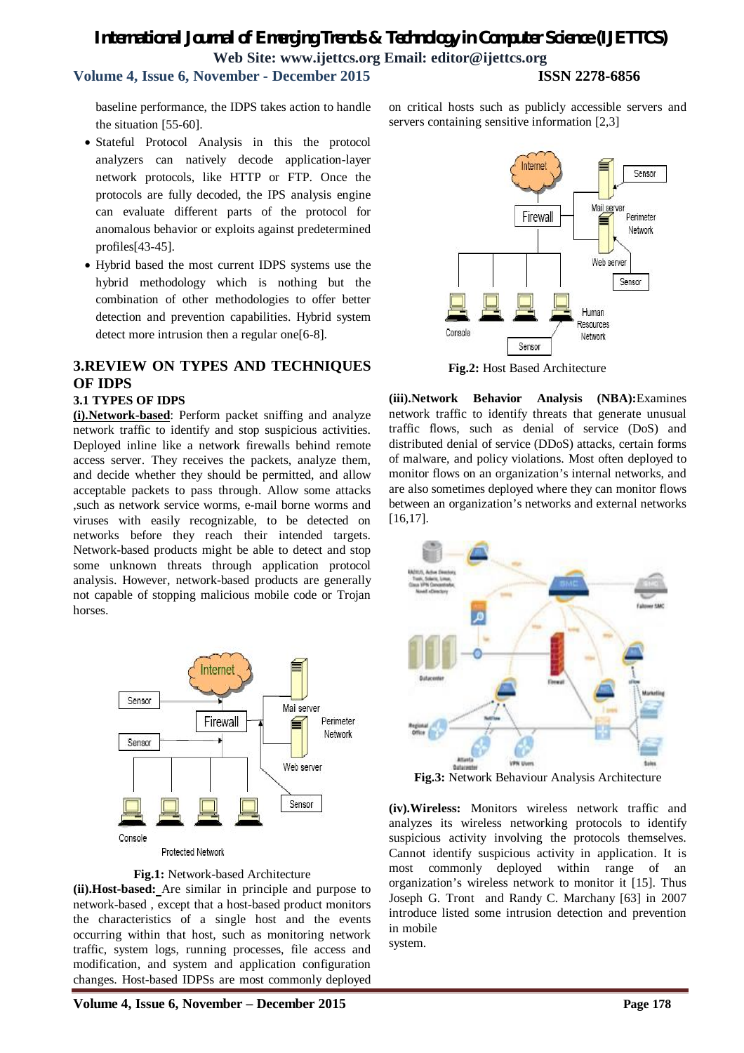baseline performance, the IDPS takes action to handle the situation [55-60].

- Stateful Protocol Analysis in this the protocol analyzers can natively decode application-layer network protocols, like HTTP or FTP. Once the protocols are fully decoded, the IPS analysis engine can evaluate different parts of the protocol for anomalous behavior or exploits against predetermined profiles[43-45].
- Hybrid based the most current IDPS systems use the hybrid methodology which is nothing but the combination of other methodologies to offer better detection and prevention capabilities. Hybrid system detect more intrusion then a regular one[6-8].

## 3.REVIEW ON TYPES AND TECHNIQUES OF IDPS

### 3.1 TYPES OF IDPS

**(i).Network-based**: Perform packet sniffing and analyze network traffic to identify and stop suspicious activities. Deployed inline like a network firewalls behind remote access server. They receives the packets, analyze them, and decide whether they should be permitted, and allow acceptable packets to pass through. Allow some attacks ,such as network service worms, e-mail borne worms and viruses with easily recognizable, to be detected on networks before they reach their intended targets. Network-based products might be able to detect and stop some unknown threats through application protocol analysis. However, network-based products are generally not capable of stopping malicious mobile code or Trojan horses.

**Fig.1:** Network-based Architecture

**(ii).Host-based:** Are similar in principle and purpose to network-based , except that a host-based product monitors the characteristics of a single host and the events occurring within that host, such as monitoring network traffic, system logs, running processes, file access and modification, and system and application configuration changes. Host-based IDPSs are most commonly deployed on critical hosts such as publicly accessible servers and servers containing sensitive information [2,3]

**Fig.2:** Host Based Architecture

**(iii).Network Behavior Analysis (NBA):**Examines network traffic to identify threats that generate unusual traffic flows, such as denial of service (DoS) and distributed denial of service (DDoS) attacks, certain forms of malware, and policy violations. Most often deployed to monitor flows on an organization's internal networks, and are also sometimes deployed where they can monitor flows between an organization's networks and external networks [16,17].

**Fig.3:** Network Behaviour Analysis Architecture

**(iv).Wireless:** Monitors wireless network traffic and analyzes its wireless networking protocols to identify suspicious activity involving the protocols themselves. Cannot identify suspicious activity in application. It is most commonly deployed within range of an organization's wireless network to monitor it [15]. Thus Joseph G. Tront and Randy C. Marchany [63] in 2007 introduce listed some intrusion detection and prevention in mobile system.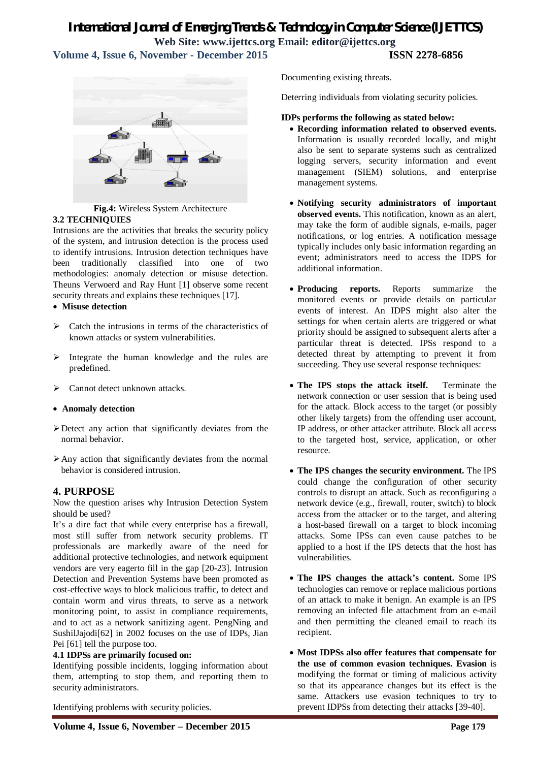**Fig.4:** Wireless System Architecture

**3.2 TECHNIQUIES**

Intrusions are the activities that breaks the security policy of the system, and intrusion detection is the process used to identify intrusions. Intrusion detection techniques have been traditionally classified into one of two methodologies: anomaly detection or misuse detection. Theuns Verwoerd and Ray Hunt [1] observe some recent security threats and explains these techniques [17].

- **Misuse detection**

  - Catch the intrusions in terms of the characteristics of known attacks or system vulnerabilities.
  - Integrate the human knowledge and the rules are predefined.
  - Cannot detect unknown attacks.

- **Anomaly detection**

  - Detect any action that significantly deviates from the normal behavior.
  - Any action that significantly deviates from the normal behavior is considered intrusion.

## 4. PURPOSE

Now the question arises why Intrusion Detection System should be used?

It's a dire fact that while every enterprise has a firewall, most still suffer from network security problems. IT professionals are markedly aware of the need for additional protective technologies, and network equipment vendors are very eagerto fill in the gap [20-23]. Intrusion Detection and Prevention Systems have been promoted as cost-effective ways to block malicious traffic, to detect and contain worm and virus threats, to serve as a network monitoring point, to assist in compliance requirements, and to act as a network sanitizing agent. PengNing and SushilJajodi[62] in 2002 focuses on the use of IDPs, Jian Pei [61] tell the purpose too.

**4.1 IDPSs are primarily focused on:**

Identifying possible incidents, logging information about them, attempting to stop them, and reporting them to security administrators.

Identifying problems with security policies.

Documenting existing threats.

Deterring individuals from violating security policies.

**IDPs performs the following as stated below:**

- **Recording information related to observed events.** Information is usually recorded locally, and might also be sent to separate systems such as centralized logging servers, security information and event management (SIEM) solutions, and enterprise management systems.

- **Notifying security administrators of important observed events.** This notification, known as an alert, may take the form of audible signals, e-mails, pager notifications, or log entries. A notification message typically includes only basic information regarding an event; administrators need to access the IDPS for additional information.

- **Producing reports.** Reports summarize the monitored events or provide details on particular events of interest. An IDPS might also alter the settings for when certain alerts are triggered or what priority should be assigned to subsequent alerts after a particular threat is detected. IPSs respond to a detected threat by attempting to prevent it from succeeding. They use several response techniques:

- **The IPS stops the attack itself.** Terminate the network connection or user session that is being used for the attack. Block access to the target (or possibly other likely targets) from the offending user account, IP address, or other attacker attribute. Block all access to the targeted host, service, application, or other resource.

- **The IPS changes the security environment.** The IPS could change the configuration of other security controls to disrupt an attack. Such as reconfiguring a network device (e.g., firewall, router, switch) to block access from the attacker or to the target, and altering a host-based firewall on a target to block incoming attacks. Some IPSs can even cause patches to be applied to a host if the IPS detects that the host has vulnerabilities.

- **The IPS changes the attack's content.** Some IPS technologies can remove or replace malicious portions of an attack to make it benign. An example is an IPS removing an infected file attachment from an e-mail and then permitting the cleaned email to reach its recipient.

- **Most IDPSs also offer features that compensate for the use of common evasion techniques. Evasion** is modifying the format or timing of malicious activity so that its appearance changes but its effect is the same. Attackers use evasion techniques to try to prevent IDPSs from detecting their attacks [39-40].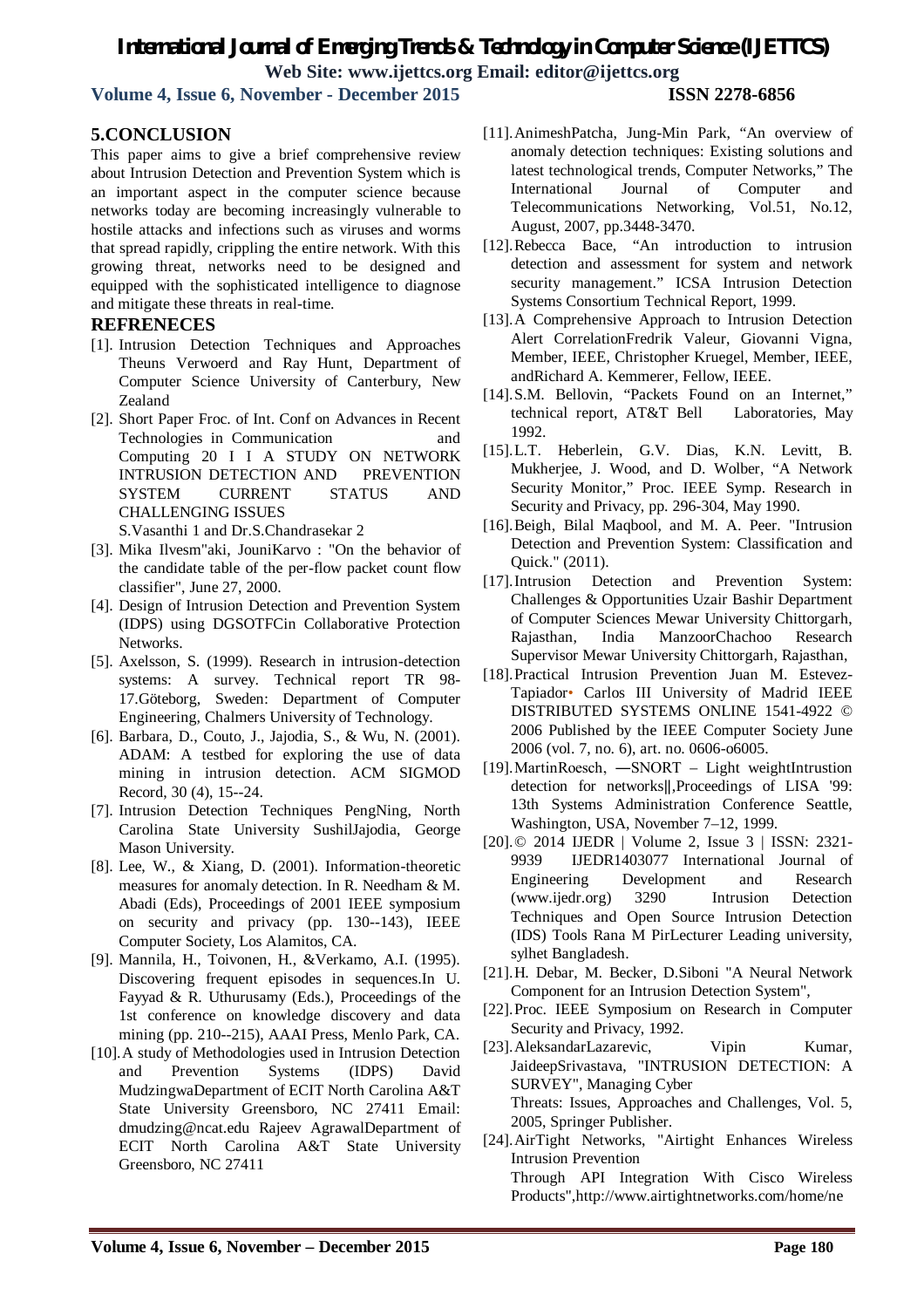## 5.CONCLUSION

This paper aims to give a brief comprehensive review about Intrusion Detection and Prevention System which is an important aspect in the computer science because networks today are becoming increasingly vulnerable to hostile attacks and infections such as viruses and worms that spread rapidly, crippling the entire network. With this growing threat, networks need to be designed and equipped with the sophisticated intelligence to diagnose and mitigate these threats in real-time.

## REFRENECES

[1]. Intrusion Detection Techniques and Approaches Theuns Verwoerd and Ray Hunt, Department of Computer Science University of Canterbury, New Zealand

[2]. Short Paper Froc. of Int. Conf on Advances in Recent Technologies in Communication and Computing 20 I I A STUDY ON NETWORK INTRUSION DETECTION AND PREVENTION SYSTEM CURRENT STATUS AND CHALLENGING ISSUES
S.Vasanthi 1 and Dr.S.Chandrasekar 2

[3]. Mika Ilvesm"aki, JouniKarvo : "On the behavior of the candidate table of the per-flow packet count flow classifier", June 27, 2000.

[4]. Design of Intrusion Detection and Prevention System (IDPS) using DGSOTFCin Collaborative Protection Networks.

[5]. Axelsson, S. (1999). Research in intrusion-detection systems: A survey. Technical report TR 98-17.Göteborg, Sweden: Department of Computer Engineering, Chalmers University of Technology.

[6]. Barbara, D., Couto, J., Jajodia, S., & Wu, N. (2001). ADAM: A testbed for exploring the use of data mining in intrusion detection. ACM SIGMOD Record, 30 (4), 15--24.

[7]. Intrusion Detection Techniques PengNing, North Carolina State University SushilJajodia, George Mason University.

[8]. Lee, W., & Xiang, D. (2001). Information-theoretic measures for anomaly detection. In R. Needham & M. Abadi (Eds), Proceedings of 2001 IEEE symposium on security and privacy (pp. 130--143), IEEE Computer Society, Los Alamitos, CA.

[9]. Mannila, H., Toivonen, H., &Verkamo, A.I. (1995). Discovering frequent episodes in sequences.In U. Fayyad & R. Uthurusamy (Eds.), Proceedings of the 1st conference on knowledge discovery and data mining (pp. 210--215), AAAI Press, Menlo Park, CA.

[10]. A study of Methodologies used in Intrusion Detection and Prevention Systems (IDPS) David MudzingwaDepartment of ECIT North Carolina A&T State University Greensboro, NC 27411 Email: dmudzing@ncat.edu Rajeev AgrawalDepartment of ECIT North Carolina A&T State University Greensboro, NC 27411

[11]. AnimeshPatcha, Jung-Min Park, "An overview of anomaly detection techniques: Existing solutions and latest technological trends, Computer Networks," The International Journal of Computer and Telecommunications Networking, Vol.51, No.12, August, 2007, pp.3448-3470.

[12]. Rebecca Bace, "An introduction to intrusion detection and assessment for system and network security management." ICSA Intrusion Detection Systems Consortium Technical Report, 1999.

[13]. A Comprehensive Approach to Intrusion Detection Alert CorrelationFredrik Valeur, Giovanni Vigna, Member, IEEE, Christopher Kruegel, Member, IEEE, andRichard A. Kemmerer, Fellow, IEEE.

[14]. S.M. Bellovin, "Packets Found on an Internet," technical report, AT&T Bell Laboratories, May 1992.

[15]. L.T. Heberlein, G.V. Dias, K.N. Levitt, B. Mukherjee, J. Wood, and D. Wolber, "A Network Security Monitor," Proc. IEEE Symp. Research in Security and Privacy, pp. 296-304, May 1990.

[16]. Beigh, Bilal Maqbool, and M. A. Peer. "Intrusion Detection and Prevention System: Classification and Quick." (2011).

[17]. Intrusion Detection and Prevention System: Challenges & Opportunities Uzair Bashir Department of Computer Sciences Mewar University Chittorgarh, Rajasthan, India ManzoorChachoo Research Supervisor Mewar University Chittorgarh, Rajasthan,

[18]. Practical Intrusion Prevention Juan M. Estevez-Tapiador• Carlos III University of Madrid IEEE DISTRIBUTED SYSTEMS ONLINE 1541-4922 © 2006 Published by the IEEE Computer Society June 2006 (vol. 7, no. 6), art. no. 0606-o6005.

[19]. MartinRoesch, ―SNORT – Light weightIntrustion detection for networks‖,Proceedings of LISA '99: 13th Systems Administration Conference Seattle, Washington, USA, November 7–12, 1999.

[20]. © 2014 IJEDR | Volume 2, Issue 3 | ISSN: 2321-9939 IJEDR1403077 International Journal of Engineering Development and Research (www.ijedr.org) 3290 Intrusion Detection Techniques and Open Source Intrusion Detection (IDS) Tools Rana M PirLecturer Leading university, sylhet Bangladesh.

[21]. H. Debar, M. Becker, D.Siboni "A Neural Network Component for an Intrusion Detection System",

[22]. Proc. IEEE Symposium on Research in Computer Security and Privacy, 1992.

[23]. AleksandarLazarevic, Vipin Kumar, JaideepSrivastava, "INTRUSION DETECTION: A SURVEY", Managing Cyber
Threats: Issues, Approaches and Challenges, Vol. 5, 2005, Springer Publisher.

[24]. AirTight Networks, "Airtight Enhances Wireless Intrusion Prevention
Through API Integration With Cisco Wireless Products",http://www.airtightnetworks.com/home/ne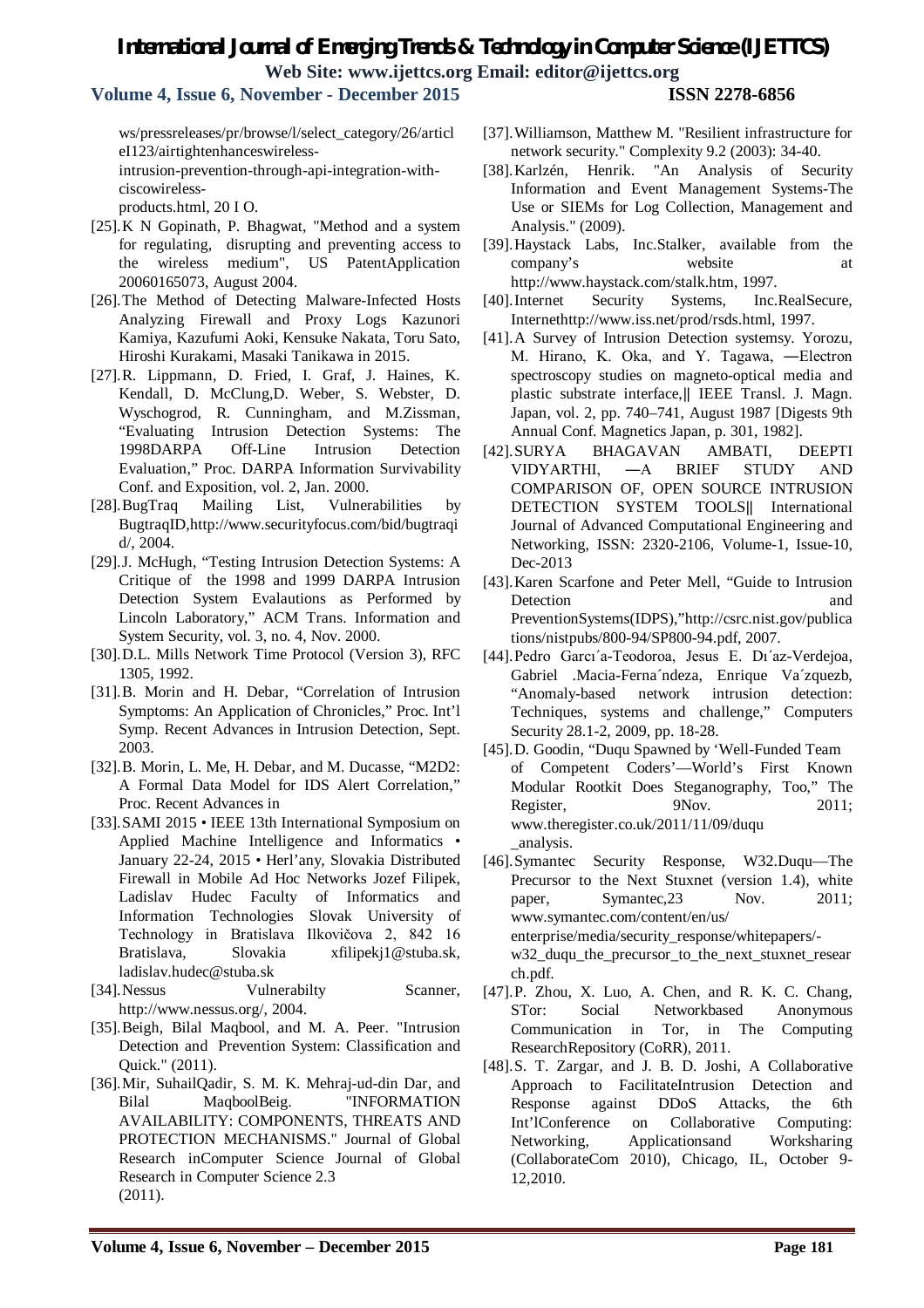ws/pressreleases/pr/browse/l/select_category/26/articleI123/airtightenhanceswireless-intrusion-prevention-through-api-integration-with-ciscowireless-products.html, 20 I O.

[25]. K N Gopinath, P. Bhagwat, "Method and a system for regulating, disrupting and preventing access to the wireless medium", US PatentApplication 20060165073, August 2004.

[26]. The Method of Detecting Malware-Infected Hosts Analyzing Firewall and Proxy Logs Kazunori Kamiya, Kazufumi Aoki, Kensuke Nakata, Toru Sato, Hiroshi Kurakami, Masaki Tanikawa in 2015.

[27]. R. Lippmann, D. Fried, I. Graf, J. Haines, K. Kendall, D. McClung,D. Weber, S. Webster, D. Wyschogrod, R. Cunningham, and M.Zissman, "Evaluating Intrusion Detection Systems: The 1998DARPA Off-Line Intrusion Detection Evaluation," Proc. DARPA Information Survivability Conf. and Exposition, vol. 2, Jan. 2000.

[28]. BugTraq Mailing List, Vulnerabilities by BugtraqID,http://www.securityfocus.com/bid/bugtraqid/, 2004.

[29]. J. McHugh, "Testing Intrusion Detection Systems: A Critique of the 1998 and 1999 DARPA Intrusion Detection System Evalautions as Performed by Lincoln Laboratory," ACM Trans. Information and System Security, vol. 3, no. 4, Nov. 2000.

[30]. D.L. Mills Network Time Protocol (Version 3), RFC 1305, 1992.

[31]. B. Morin and H. Debar, "Correlation of Intrusion Symptoms: An Application of Chronicles," Proc. Int'l Symp. Recent Advances in Intrusion Detection, Sept. 2003.

[32]. B. Morin, L. Me, H. Debar, and M. Ducasse, "M2D2: A Formal Data Model for IDS Alert Correlation," Proc. Recent Advances in

[33]. SAMI 2015 • IEEE 13th International Symposium on Applied Machine Intelligence and Informatics • January 22-24, 2015 • Herl'any, Slovakia Distributed Firewall in Mobile Ad Hoc Networks Jozef Filipek, Ladislav Hudec Faculty of Informatics and Information Technologies Slovak University of Technology in Bratislava Ilkovičova 2, 842 16 Bratislava, Slovakia xfilipekj1@stuba.sk, ladislav.hudec@stuba.sk

[34]. Nessus Vulnerabilty Scanner, http://www.nessus.org/, 2004.

[35]. Beigh, Bilal Maqbool, and M. A. Peer. "Intrusion Detection and Prevention System: Classification and Quick." (2011).

[36]. Mir, SuhailQadir, S. M. K. Mehraj-ud-din Dar, and Bilal MaqboolBeig. "INFORMATION AVAILABILITY: COMPONENTS, THREATS AND PROTECTION MECHANISMS." Journal of Global Research inComputer Science Journal of Global Research in Computer Science 2.3 (2011).

[37]. Williamson, Matthew M. "Resilient infrastructure for network security." Complexity 9.2 (2003): 34-40.

[38]. Karlzén, Henrik. "An Analysis of Security Information and Event Management Systems-The Use or SIEMs for Log Collection, Management and Analysis." (2009).

[39]. Haystack Labs, Inc.Stalker, available from the company's website at http://www.haystack.com/stalk.htm, 1997.

[40]. Internet Security Systems, Inc.RealSecure, Internethttp://www.iss.net/prod/rsds.html, 1997.

[41]. A Survey of Intrusion Detection systemsy. Yorozu, M. Hirano, K. Oka, and Y. Tagawa, ―Electron spectroscopy studies on magneto-optical media and plastic substrate interface,‖ IEEE Transl. J. Magn. Japan, vol. 2, pp. 740–741, August 1987 [Digests 9th Annual Conf. Magnetics Japan, p. 301, 1982].

[42]. SURYA BHAGAVAN AMBATI, DEEPTI VIDYARTHI, ―A BRIEF STUDY AND COMPARISON OF, OPEN SOURCE INTRUSION DETECTION SYSTEM TOOLS‖ International Journal of Advanced Computational Engineering and Networking, ISSN: 2320-2106, Volume-1, Issue-10, Dec-2013

[43]. Karen Scarfone and Peter Mell, "Guide to Intrusion Detection and PreventionSystems(IDPS),"http://csrc.nist.gov/publications/nistpubs/800-94/SP800-94.pdf, 2007.

[44]. Pedro Garcı´a-Teodoroa, Jesus E. Dı´az-Verdejoa, Gabriel .Macia-Ferna´ndeza, Enrique Va´zquezb, "Anomaly-based network intrusion detection: Techniques, systems and challenge," Computers Security 28.1-2, 2009, pp. 18-28.

[45]. D. Goodin, "Duqu Spawned by 'Well-Funded Team of Competent Coders'—World's First Known Modular Rootkit Does Steganography, Too," The Register, 9Nov. 2011; www.theregister.co.uk/2011/11/09/duqu_analysis.

[46]. Symantec Security Response, W32.Duqu—The Precursor to the Next Stuxnet (version 1.4), white paper, Symantec,23 Nov. 2011; www.symantec.com/content/en/us/enterprise/media/security_response/whitepapers/-w32_duqu_the_precursor_to_the_next_stuxnet_research.pdf.

[47]. P. Zhou, X. Luo, A. Chen, and R. K. C. Chang, STor: Social Networkbased Anonymous Communication in Tor, in The Computing ResearchRepository (CoRR), 2011.

[48]. S. T. Zargar, and J. B. D. Joshi, A Collaborative Approach to FacilitateIntrusion Detection and Response against DDoS Attacks, the 6th Int'lConference on Collaborative Computing: Networking, Applicationsand Worksharing (CollaborateCom 2010), Chicago, IL, October 9-12,2010.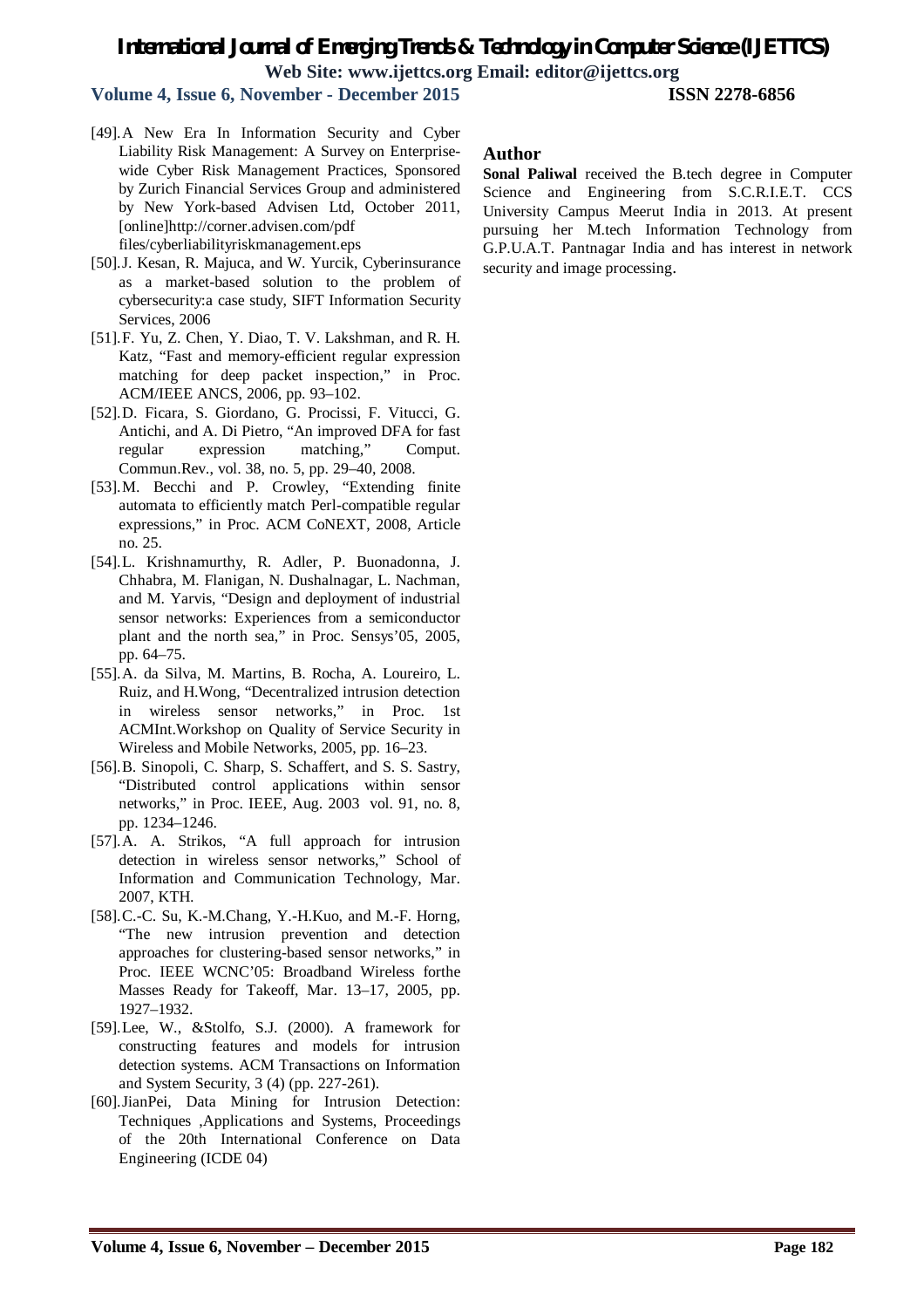[49]. A New Era In Information Security and Cyber Liability Risk Management: A Survey on Enterprise-wide Cyber Risk Management Practices, Sponsored by Zurich Financial Services Group and administered by New York-based Advisen Ltd, October 2011, [online]http://corner.advisen.com/pdf files/cyberliabilityriskmanagement.eps

[50]. J. Kesan, R. Majuca, and W. Yurcik, Cyberinsurance as a market-based solution to the problem of cybersecurity:a case study, SIFT Information Security Services, 2006

[51]. F. Yu, Z. Chen, Y. Diao, T. V. Lakshman, and R. H. Katz, "Fast and memory-efficient regular expression matching for deep packet inspection," in Proc. ACM/IEEE ANCS, 2006, pp. 93–102.

[52]. D. Ficara, S. Giordano, G. Procissi, F. Vitucci, G. Antichi, and A. Di Pietro, "An improved DFA for fast regular expression matching," Comput. Commun.Rev., vol. 38, no. 5, pp. 29–40, 2008.

[53]. M. Becchi and P. Crowley, "Extending finite automata to efficiently match Perl-compatible regular expressions," in Proc. ACM CoNEXT, 2008, Article no. 25.

[54]. L. Krishnamurthy, R. Adler, P. Buonadonna, J. Chhabra, M. Flanigan, N. Dushalnagar, L. Nachman, and M. Yarvis, "Design and deployment of industrial sensor networks: Experiences from a semiconductor plant and the north sea," in Proc. Sensys'05, 2005, pp. 64–75.

[55]. A. da Silva, M. Martins, B. Rocha, A. Loureiro, L. Ruiz, and H.Wong, "Decentralized intrusion detection in wireless sensor networks," in Proc. 1st ACMInt.Workshop on Quality of Service Security in Wireless and Mobile Networks, 2005, pp. 16–23.

[56]. B. Sinopoli, C. Sharp, S. Schaffert, and S. S. Sastry, "Distributed control applications within sensor networks," in Proc. IEEE, Aug. 2003 vol. 91, no. 8, pp. 1234–1246.

[57]. A. A. Strikos, "A full approach for intrusion detection in wireless sensor networks," School of Information and Communication Technology, Mar. 2007, KTH.

[58]. C.-C. Su, K.-M.Chang, Y.-H.Kuo, and M.-F. Horng, "The new intrusion prevention and detection approaches for clustering-based sensor networks," in Proc. IEEE WCNC'05: Broadband Wireless forthe Masses Ready for Takeoff, Mar. 13–17, 2005, pp. 1927–1932.

[59]. Lee, W., &Stolfo, S.J. (2000). A framework for constructing features and models for intrusion detection systems. ACM Transactions on Information and System Security, 3 (4) (pp. 227-261).

[60]. JianPei, Data Mining for Intrusion Detection: Techniques ,Applications and Systems, Proceedings of the 20th International Conference on Data Engineering (ICDE 04)

## Author

**Sonal Paliwal** received the B.tech degree in Computer Science and Engineering from S.C.R.I.E.T. CCS University Campus Meerut India in 2013. At present pursuing her M.tech Information Technology from G.P.U.A.T. Pantnagar India and has interest in network security and image processing.